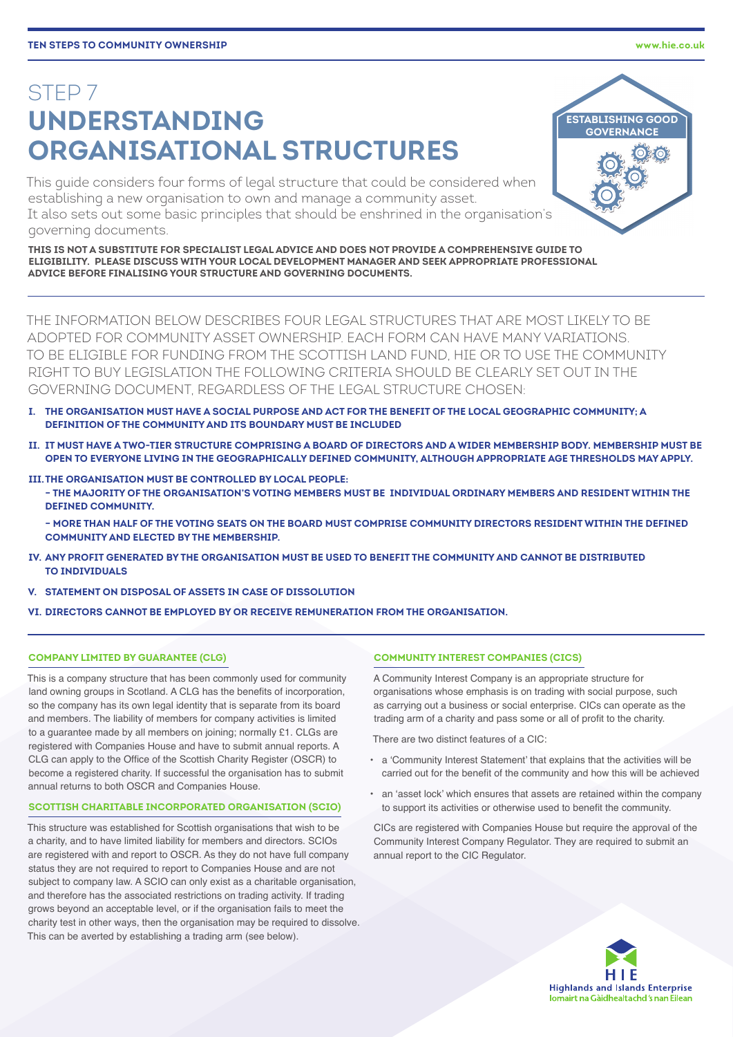# STEP 7
# UNDERSTANDING ORGANISATIONAL STRUCTURES

ESTABLISHING GOOD GOVERNANCE

This guide considers four forms of legal structure that could be considered when establishing a new organisation to own and manage a community asset. It also sets out some basic principles that should be enshrined in the organisation's governing documents.

**THIS IS NOT A SUBSTITUTE FOR SPECIALIST LEGAL ADVICE AND DOES NOT PROVIDE A COMPREHENSIVE GUIDE TO ELIGIBILITY. PLEASE DISCUSS WITH YOUR LOCAL DEVELOPMENT MANAGER AND SEEK APPROPRIATE PROFESSIONAL ADVICE BEFORE FINALISING YOUR STRUCTURE AND GOVERNING DOCUMENTS.**

THE INFORMATION BELOW DESCRIBES FOUR LEGAL STRUCTURES THAT ARE MOST LIKELY TO BE ADOPTED FOR COMMUNITY ASSET OWNERSHIP. EACH FORM CAN HAVE MANY VARIATIONS. TO BE ELIGIBLE FOR FUNDING FROM THE SCOTTISH LAND FUND, HIE OR TO USE THE COMMUNITY RIGHT TO BUY LEGISLATION THE FOLLOWING CRITERIA SHOULD BE CLEARLY SET OUT IN THE GOVERNING DOCUMENT, REGARDLESS OF THE LEGAL STRUCTURE CHOSEN:

- **I. THE ORGANISATION MUST HAVE A SOCIAL PURPOSE AND ACT FOR THE BENEFIT OF THE LOCAL GEOGRAPHIC COMMUNITY; A DEFINITION OF THE COMMUNITY AND ITS BOUNDARY MUST BE INCLUDED**
- **II. IT MUST HAVE A TWO-TIER STRUCTURE COMPRISING A BOARD OF DIRECTORS AND A WIDER MEMBERSHIP BODY. MEMBERSHIP MUST BE OPEN TO EVERYONE LIVING IN THE GEOGRAPHICALLY DEFINED COMMUNITY, ALTHOUGH APPROPRIATE AGE THRESHOLDS MAY APPLY.**
- **III. THE ORGANISATION MUST BE CONTROLLED BY LOCAL PEOPLE:**
  - **THE MAJORITY OF THE ORGANISATION'S VOTING MEMBERS MUST BE INDIVIDUAL ORDINARY MEMBERS AND RESIDENT WITHIN THE DEFINED COMMUNITY.**
  - **MORE THAN HALF OF THE VOTING SEATS ON THE BOARD MUST COMPRISE COMMUNITY DIRECTORS RESIDENT WITHIN THE DEFINED COMMUNITY AND ELECTED BY THE MEMBERSHIP.**
- **IV. ANY PROFIT GENERATED BY THE ORGANISATION MUST BE USED TO BENEFIT THE COMMUNITY AND CANNOT BE DISTRIBUTED TO INDIVIDUALS**
- **V. STATEMENT ON DISPOSAL OF ASSETS IN CASE OF DISSOLUTION**
- **VI. DIRECTORS CANNOT BE EMPLOYED BY OR RECEIVE REMUNERATION FROM THE ORGANISATION.**

### COMPANY LIMITED BY GUARANTEE (CLG)

This is a company structure that has been commonly used for community land owning groups in Scotland. A CLG has the benefits of incorporation, so the company has its own legal identity that is separate from its board and members. The liability of members for company activities is limited to a guarantee made by all members on joining; normally £1. CLGs are registered with Companies House and have to submit annual reports. A CLG can apply to the Office of the Scottish Charity Register (OSCR) to become a registered charity. If successful the organisation has to submit annual returns to both OSCR and Companies House.

### SCOTTISH CHARITABLE INCORPORATED ORGANISATION (SCIO)

This structure was established for Scottish organisations that wish to be a charity, and to have limited liability for members and directors. SCIOs are registered with and report to OSCR. As they do not have full company status they are not required to report to Companies House and are not subject to company law. A SCIO can only exist as a charitable organisation, and therefore has the associated restrictions on trading activity. If trading grows beyond an acceptable level, or if the organisation fails to meet the charity test in other ways, then the organisation may be required to dissolve. This can be averted by establishing a trading arm (see below).

### COMMUNITY INTEREST COMPANIES (CICS)

A Community Interest Company is an appropriate structure for organisations whose emphasis is on trading with social purpose, such as carrying out a business or social enterprise. CICs can operate as the trading arm of a charity and pass some or all of profit to the charity.

There are two distinct features of a CIC:

- a 'Community Interest Statement' that explains that the activities will be carried out for the benefit of the community and how this will be achieved
- an 'asset lock' which ensures that assets are retained within the company to support its activities or otherwise used to benefit the community.

CICs are registered with Companies House but require the approval of the Community Interest Company Regulator. They are required to submit an annual report to the CIC Regulator.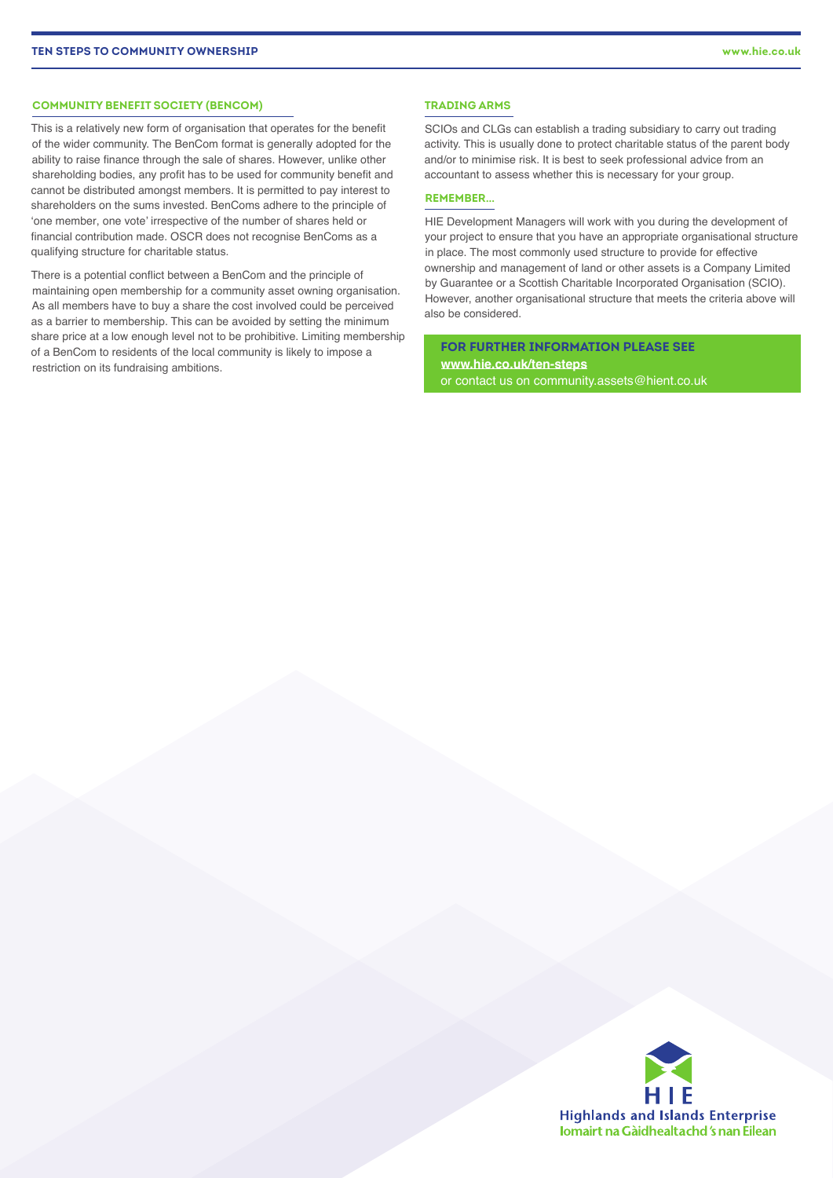### COMMUNITY BENEFIT SOCIETY (BENCOM)

This is a relatively new form of organisation that operates for the benefit of the wider community. The BenCom format is generally adopted for the ability to raise finance through the sale of shares. However, unlike other shareholding bodies, any profit has to be used for community benefit and cannot be distributed amongst members. It is permitted to pay interest to shareholders on the sums invested. BenComs adhere to the principle of 'one member, one vote' irrespective of the number of shares held or financial contribution made. OSCR does not recognise BenComs as a qualifying structure for charitable status.

There is a potential conflict between a BenCom and the principle of maintaining open membership for a community asset owning organisation. As all members have to buy a share the cost involved could be perceived as a barrier to membership. This can be avoided by setting the minimum share price at a low enough level not to be prohibitive. Limiting membership of a BenCom to residents of the local community is likely to impose a restriction on its fundraising ambitions.

### TRADING ARMS

SCIOs and CLGs can establish a trading subsidiary to carry out trading activity. This is usually done to protect charitable status of the parent body and/or to minimise risk. It is best to seek professional advice from an accountant to assess whether this is necessary for your group.

### REMEMBER...

HIE Development Managers will work with you during the development of your project to ensure that you have an appropriate organisational structure in place. The most commonly used structure to provide for effective ownership and management of land or other assets is a Company Limited by Guarantee or a Scottish Charitable Incorporated Organisation (SCIO). However, another organisational structure that meets the criteria above will also be considered.

**FOR FURTHER INFORMATION PLEASE SEE**
**www.hie.co.uk/ten-steps**
or contact us on community.assets@hient.co.uk

HIE
Highlands and Islands Enterprise
Iomairt na Gàidhealtachd 's nan Eilean